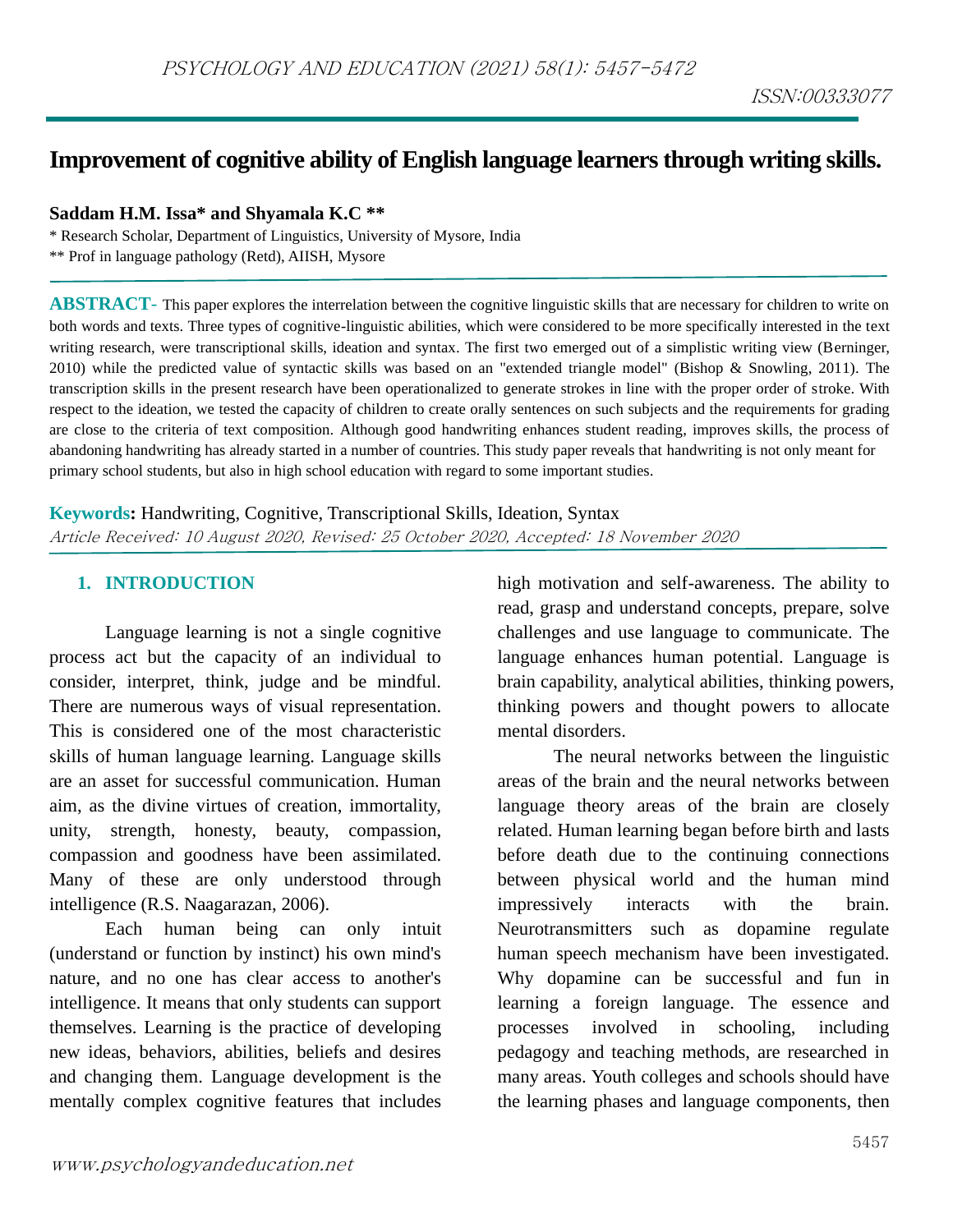# Improvement of cognitive ability of English language learners through writing skills.

**Saddam H.M. Issa\* and Shyamala K.C \*\***

\* Research Scholar, Department of Linguistics, University of Mysore, India

\*\* Prof in language pathology (Retd), AIISH, Mysore

**ABSTRACT-** This paper explores the interrelation between the cognitive linguistic skills that are necessary for children to write on both words and texts. Three types of cognitive-linguistic abilities, which were considered to be more specifically interested in the text writing research, were transcriptional skills, ideation and syntax. The first two emerged out of a simplistic writing view (Berninger, 2010) while the predicted value of syntactic skills was based on an "extended triangle model" (Bishop & Snowling, 2011). The transcription skills in the present research have been operationalized to generate strokes in line with the proper order of stroke. With respect to the ideation, we tested the capacity of children to create orally sentences on such subjects and the requirements for grading are close to the criteria of text composition. Although good handwriting enhances student reading, improves skills, the process of abandoning handwriting has already started in a number of countries. This study paper reveals that handwriting is not only meant for primary school students, but also in high school education with regard to some important studies.

**Keywords:** Handwriting, Cognitive, Transcriptional Skills, Ideation, Syntax

*Article Received: 10 August 2020, Revised: 25 October 2020, Accepted: 18 November 2020*

## 1. INTRODUCTION

Language learning is not a single cognitive process act but the capacity of an individual to consider, interpret, think, judge and be mindful. There are numerous ways of visual representation. This is considered one of the most characteristic skills of human language learning. Language skills are an asset for successful communication. Human aim, as the divine virtues of creation, immortality, unity, strength, honesty, beauty, compassion, compassion and goodness have been assimilated. Many of these are only understood through intelligence (R.S. Naagarazan, 2006).

Each human being can only intuit (understand or function by instinct) his own mind's nature, and no one has clear access to another's intelligence. It means that only students can support themselves. Learning is the practice of developing new ideas, behaviors, abilities, beliefs and desires and changing them. Language development is the mentally complex cognitive features that includes high motivation and self-awareness. The ability to read, grasp and understand concepts, prepare, solve challenges and use language to communicate. The language enhances human potential. Language is brain capability, analytical abilities, thinking powers, thinking powers and thought powers to allocate mental disorders.

The neural networks between the linguistic areas of the brain and the neural networks between language theory areas of the brain are closely related. Human learning began before birth and lasts before death due to the continuing connections between physical world and the human mind impressively interacts with the brain. Neurotransmitters such as dopamine regulate human speech mechanism have been investigated. Why dopamine can be successful and fun in learning a foreign language. The essence and processes involved in schooling, including pedagogy and teaching methods, are researched in many areas. Youth colleges and schools should have the learning phases and language components, then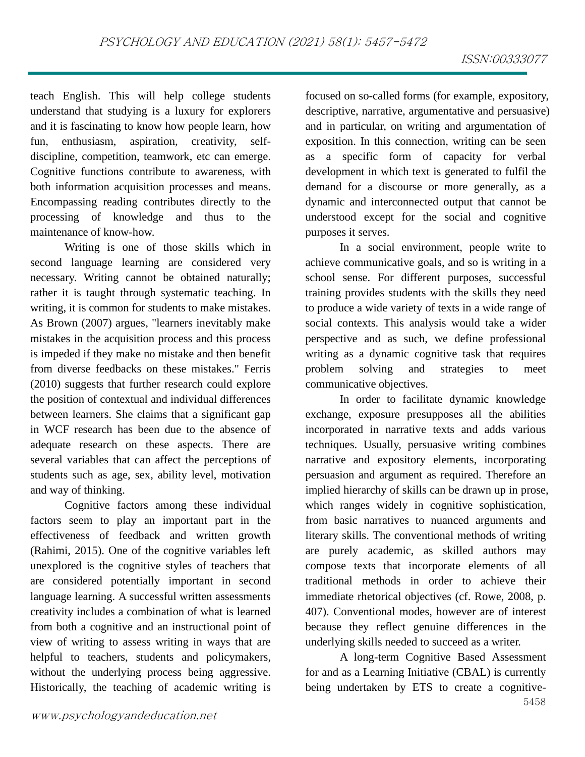teach English. This will help college students understand that studying is a luxury for explorers and it is fascinating to know how people learn, how fun, enthusiasm, aspiration, creativity, self-discipline, competition, teamwork, etc can emerge. Cognitive functions contribute to awareness, with both information acquisition processes and means. Encompassing reading contributes directly to the processing of knowledge and thus to the maintenance of know-how.

Writing is one of those skills which in second language learning are considered very necessary. Writing cannot be obtained naturally; rather it is taught through systematic teaching. In writing, it is common for students to make mistakes. As Brown (2007) argues, "learners inevitably make mistakes in the acquisition process and this process is impeded if they make no mistake and then benefit from diverse feedbacks on these mistakes." Ferris (2010) suggests that further research could explore the position of contextual and individual differences between learners. She claims that a significant gap in WCF research has been due to the absence of adequate research on these aspects. There are several variables that can affect the perceptions of students such as age, sex, ability level, motivation and way of thinking.

Cognitive factors among these individual factors seem to play an important part in the effectiveness of feedback and written growth (Rahimi, 2015). One of the cognitive variables left unexplored is the cognitive styles of teachers that are considered potentially important in second language learning. A successful written assessments creativity includes a combination of what is learned from both a cognitive and an instructional point of view of writing to assess writing in ways that are helpful to teachers, students and policymakers, without the underlying process being aggressive. Historically, the teaching of academic writing is focused on so-called forms (for example, expository, descriptive, narrative, argumentative and persuasive) and in particular, on writing and argumentation of exposition. In this connection, writing can be seen as a specific form of capacity for verbal development in which text is generated to fulfil the demand for a discourse or more generally, as a dynamic and interconnected output that cannot be understood except for the social and cognitive purposes it serves.

In a social environment, people write to achieve communicative goals, and so is writing in a school sense. For different purposes, successful training provides students with the skills they need to produce a wide variety of texts in a wide range of social contexts. This analysis would take a wider perspective and as such, we define professional writing as a dynamic cognitive task that requires problem solving and strategies to meet communicative objectives.

In order to facilitate dynamic knowledge exchange, exposure presupposes all the abilities incorporated in narrative texts and adds various techniques. Usually, persuasive writing combines narrative and expository elements, incorporating persuasion and argument as required. Therefore an implied hierarchy of skills can be drawn up in prose, which ranges widely in cognitive sophistication, from basic narratives to nuanced arguments and literary skills. The conventional methods of writing are purely academic, as skilled authors may compose texts that incorporate elements of all traditional methods in order to achieve their immediate rhetorical objectives (cf. Rowe, 2008, p. 407). Conventional modes, however are of interest because they reflect genuine differences in the underlying skills needed to succeed as a writer.

A long-term Cognitive Based Assessment for and as a Learning Initiative (CBAL) is currently being undertaken by ETS to create a cognitive-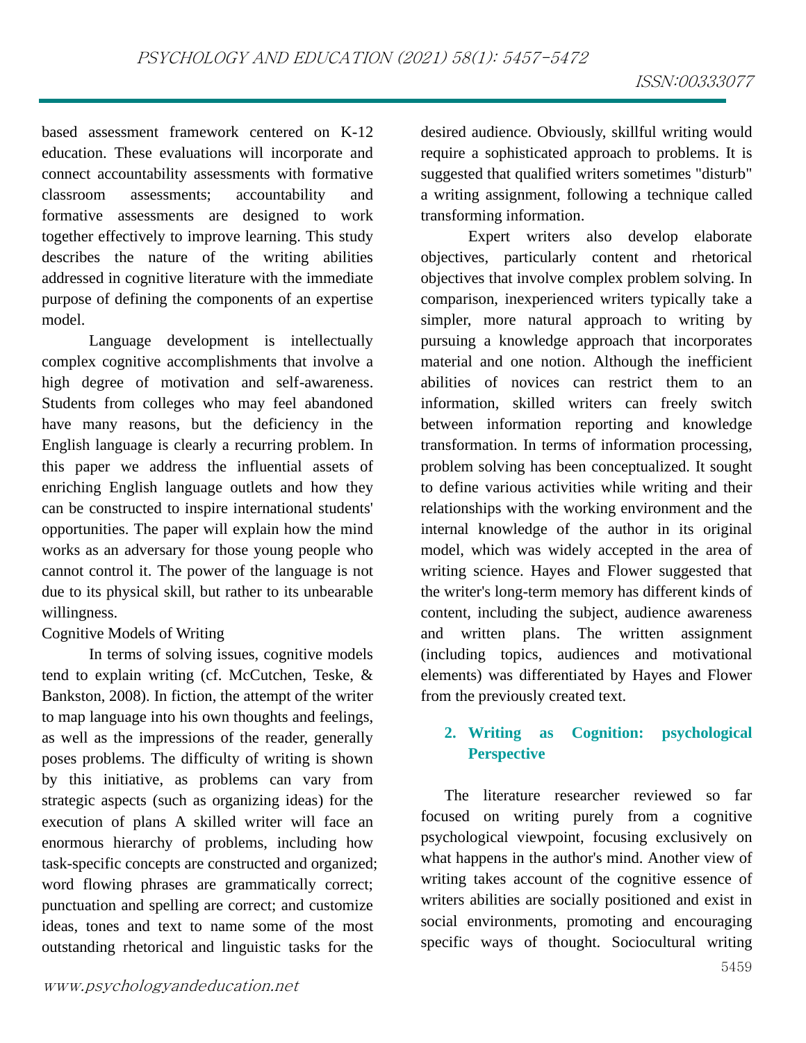based assessment framework centered on K-12 education. These evaluations will incorporate and connect accountability assessments with formative classroom assessments; accountability and formative assessments are designed to work together effectively to improve learning. This study describes the nature of the writing abilities addressed in cognitive literature with the immediate purpose of defining the components of an expertise model.

Language development is intellectually complex cognitive accomplishments that involve a high degree of motivation and self-awareness. Students from colleges who may feel abandoned have many reasons, but the deficiency in the English language is clearly a recurring problem. In this paper we address the influential assets of enriching English language outlets and how they can be constructed to inspire international students' opportunities. The paper will explain how the mind works as an adversary for those young people who cannot control it. The power of the language is not due to its physical skill, but rather to its unbearable willingness.

Cognitive Models of Writing

In terms of solving issues, cognitive models tend to explain writing (cf. McCutchen, Teske, & Bankston, 2008). In fiction, the attempt of the writer to map language into his own thoughts and feelings, as well as the impressions of the reader, generally poses problems. The difficulty of writing is shown by this initiative, as problems can vary from strategic aspects (such as organizing ideas) for the execution of plans A skilled writer will face an enormous hierarchy of problems, including how task-specific concepts are constructed and organized; word flowing phrases are grammatically correct; punctuation and spelling are correct; and customize ideas, tones and text to name some of the most outstanding rhetorical and linguistic tasks for the desired audience. Obviously, skillful writing would require a sophisticated approach to problems. It is suggested that qualified writers sometimes "disturb" a writing assignment, following a technique called transforming information.

Expert writers also develop elaborate objectives, particularly content and rhetorical objectives that involve complex problem solving. In comparison, inexperienced writers typically take a simpler, more natural approach to writing by pursuing a knowledge approach that incorporates material and one notion. Although the inefficient abilities of novices can restrict them to an information, skilled writers can freely switch between information reporting and knowledge transformation. In terms of information processing, problem solving has been conceptualized. It sought to define various activities while writing and their relationships with the working environment and the internal knowledge of the author in its original model, which was widely accepted in the area of writing science. Hayes and Flower suggested that the writer's long-term memory has different kinds of content, including the subject, audience awareness and written plans. The written assignment (including topics, audiences and motivational elements) was differentiated by Hayes and Flower from the previously created text.

## 2. Writing as Cognition: psychological Perspective

The literature researcher reviewed so far focused on writing purely from a cognitive psychological viewpoint, focusing exclusively on what happens in the author's mind. Another view of writing takes account of the cognitive essence of writers abilities are socially positioned and exist in social environments, promoting and encouraging specific ways of thought. Sociocultural writing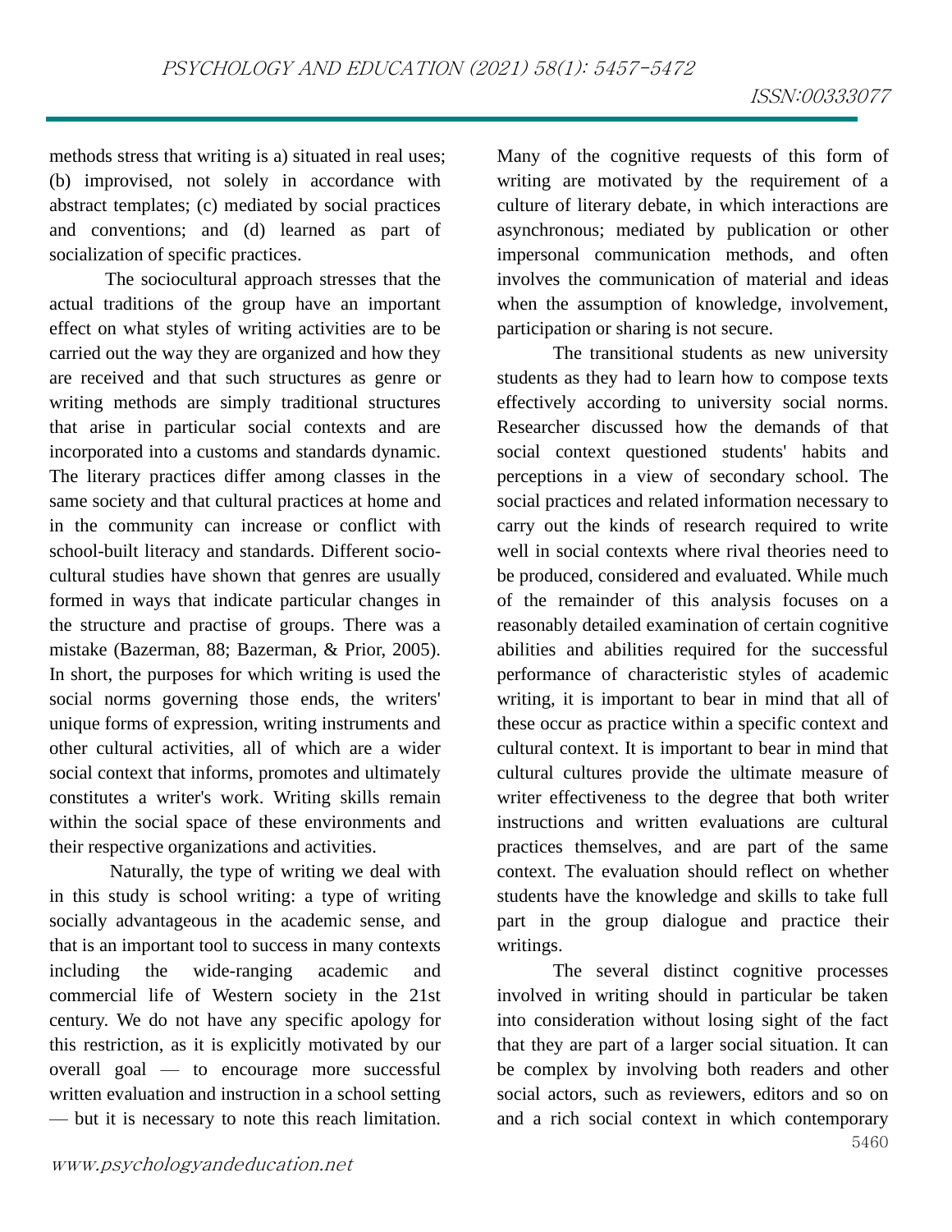methods stress that writing is a) situated in real uses; (b) improvised, not solely in accordance with abstract templates; (c) mediated by social practices and conventions; and (d) learned as part of socialization of specific practices.

The sociocultural approach stresses that the actual traditions of the group have an important effect on what styles of writing activities are to be carried out the way they are organized and how they are received and that such structures as genre or writing methods are simply traditional structures that arise in particular social contexts and are incorporated into a customs and standards dynamic. The literary practices differ among classes in the same society and that cultural practices at home and in the community can increase or conflict with school-built literacy and standards. Different socio-cultural studies have shown that genres are usually formed in ways that indicate particular changes in the structure and practise of groups. There was a mistake (Bazerman, 88; Bazerman, & Prior, 2005). In short, the purposes for which writing is used the social norms governing those ends, the writers' unique forms of expression, writing instruments and other cultural activities, all of which are a wider social context that informs, promotes and ultimately constitutes a writer's work. Writing skills remain within the social space of these environments and their respective organizations and activities.

Naturally, the type of writing we deal with in this study is school writing: a type of writing socially advantageous in the academic sense, and that is an important tool to success in many contexts including the wide-ranging academic and commercial life of Western society in the 21st century. We do not have any specific apology for this restriction, as it is explicitly motivated by our overall goal — to encourage more successful written evaluation and instruction in a school setting — but it is necessary to note this reach limitation. Many of the cognitive requests of this form of writing are motivated by the requirement of a culture of literary debate, in which interactions are asynchronous; mediated by publication or other impersonal communication methods, and often involves the communication of material and ideas when the assumption of knowledge, involvement, participation or sharing is not secure.

The transitional students as new university students as they had to learn how to compose texts effectively according to university social norms. Researcher discussed how the demands of that social context questioned students' habits and perceptions in a view of secondary school. The social practices and related information necessary to carry out the kinds of research required to write well in social contexts where rival theories need to be produced, considered and evaluated. While much of the remainder of this analysis focuses on a reasonably detailed examination of certain cognitive abilities and abilities required for the successful performance of characteristic styles of academic writing, it is important to bear in mind that all of these occur as practice within a specific context and cultural context. It is important to bear in mind that cultural cultures provide the ultimate measure of writer effectiveness to the degree that both writer instructions and written evaluations are cultural practices themselves, and are part of the same context. The evaluation should reflect on whether students have the knowledge and skills to take full part in the group dialogue and practice their writings.

The several distinct cognitive processes involved in writing should in particular be taken into consideration without losing sight of the fact that they are part of a larger social situation. It can be complex by involving both readers and other social actors, such as reviewers, editors and so on and a rich social context in which contemporary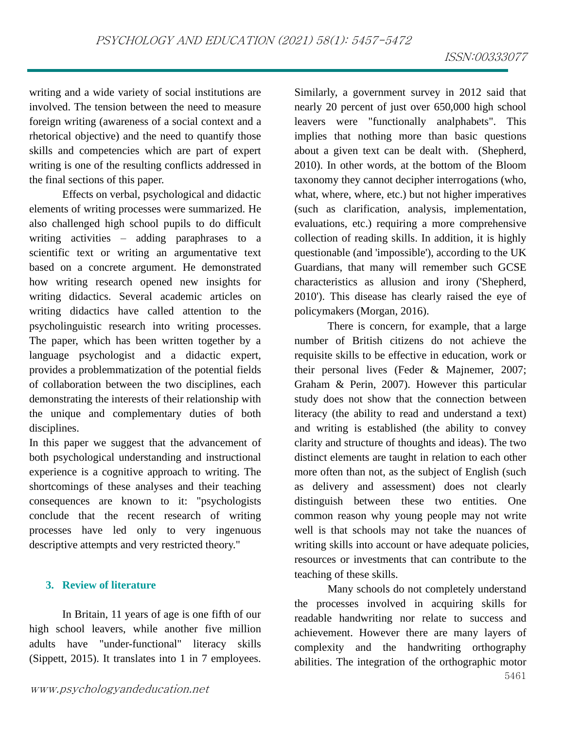writing and a wide variety of social institutions are involved. The tension between the need to measure foreign writing (awareness of a social context and a rhetorical objective) and the need to quantify those skills and competencies which are part of expert writing is one of the resulting conflicts addressed in the final sections of this paper.

Effects on verbal, psychological and didactic elements of writing processes were summarized. He also challenged high school pupils to do difficult writing activities – adding paraphrases to a scientific text or writing an argumentative text based on a concrete argument. He demonstrated how writing research opened new insights for writing didactics. Several academic articles on writing didactics have called attention to the psycholinguistic research into writing processes. The paper, which has been written together by a language psychologist and a didactic expert, provides a problemmatization of the potential fields of collaboration between the two disciplines, each demonstrating the interests of their relationship with the unique and complementary duties of both disciplines.

In this paper we suggest that the advancement of both psychological understanding and instructional experience is a cognitive approach to writing. The shortcomings of these analyses and their teaching consequences are known to it: "psychologists conclude that the recent research of writing processes have led only to very ingenuous descriptive attempts and very restricted theory."

## 3. Review of literature

In Britain, 11 years of age is one fifth of our high school leavers, while another five million adults have "under-functional" literacy skills (Sippett, 2015). It translates into 1 in 7 employees. Similarly, a government survey in 2012 said that nearly 20 percent of just over 650,000 high school leavers were "functionally analphabets". This implies that nothing more than basic questions about a given text can be dealt with. (Shepherd, 2010). In other words, at the bottom of the Bloom taxonomy they cannot decipher interrogations (who, what, where, where, etc.) but not higher imperatives (such as clarification, analysis, implementation, evaluations, etc.) requiring a more comprehensive collection of reading skills. In addition, it is highly questionable (and 'impossible'), according to the UK Guardians, that many will remember such GCSE characteristics as allusion and irony ('Shepherd, 2010'). This disease has clearly raised the eye of policymakers (Morgan, 2016).

There is concern, for example, that a large number of British citizens do not achieve the requisite skills to be effective in education, work or their personal lives (Feder & Majnemer, 2007; Graham & Perin, 2007). However this particular study does not show that the connection between literacy (the ability to read and understand a text) and writing is established (the ability to convey clarity and structure of thoughts and ideas). The two distinct elements are taught in relation to each other more often than not, as the subject of English (such as delivery and assessment) does not clearly distinguish between these two entities. One common reason why young people may not write well is that schools may not take the nuances of writing skills into account or have adequate policies, resources or investments that can contribute to the teaching of these skills.

Many schools do not completely understand the processes involved in acquiring skills for readable handwriting nor relate to success and achievement. However there are many layers of complexity and the handwriting orthography abilities. The integration of the orthographic motor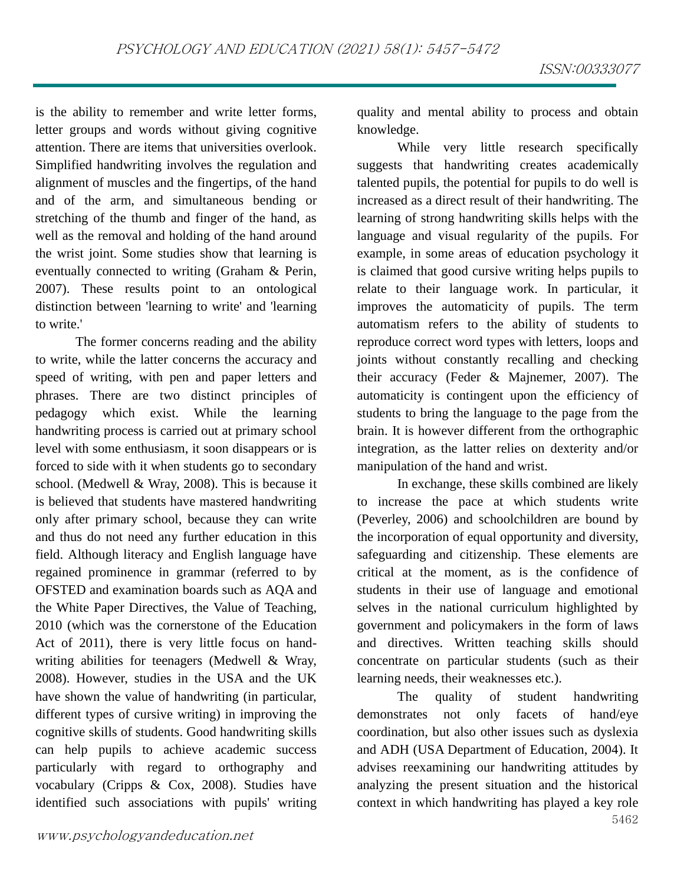is the ability to remember and write letter forms, letter groups and words without giving cognitive attention. There are items that universities overlook. Simplified handwriting involves the regulation and alignment of muscles and the fingertips, of the hand and of the arm, and simultaneous bending or stretching of the thumb and finger of the hand, as well as the removal and holding of the hand around the wrist joint. Some studies show that learning is eventually connected to writing (Graham & Perin, 2007). These results point to an ontological distinction between 'learning to write' and 'learning to write.'

The former concerns reading and the ability to write, while the latter concerns the accuracy and speed of writing, with pen and paper letters and phrases. There are two distinct principles of pedagogy which exist. While the learning handwriting process is carried out at primary school level with some enthusiasm, it soon disappears or is forced to side with it when students go to secondary school. (Medwell & Wray, 2008). This is because it is believed that students have mastered handwriting only after primary school, because they can write and thus do not need any further education in this field. Although literacy and English language have regained prominence in grammar (referred to by OFSTED and examination boards such as AQA and the White Paper Directives, the Value of Teaching, 2010 (which was the cornerstone of the Education Act of 2011), there is very little focus on hand-writing abilities for teenagers (Medwell & Wray, 2008). However, studies in the USA and the UK have shown the value of handwriting (in particular, different types of cursive writing) in improving the cognitive skills of students. Good handwriting skills can help pupils to achieve academic success particularly with regard to orthography and vocabulary (Cripps & Cox, 2008). Studies have identified such associations with pupils' writing quality and mental ability to process and obtain knowledge.

While very little research specifically suggests that handwriting creates academically talented pupils, the potential for pupils to do well is increased as a direct result of their handwriting. The learning of strong handwriting skills helps with the language and visual regularity of the pupils. For example, in some areas of education psychology it is claimed that good cursive writing helps pupils to relate to their language work. In particular, it improves the automaticity of pupils. The term automatism refers to the ability of students to reproduce correct word types with letters, loops and joints without constantly recalling and checking their accuracy (Feder & Majnemer, 2007). The automaticity is contingent upon the efficiency of students to bring the language to the page from the brain. It is however different from the orthographic integration, as the latter relies on dexterity and/or manipulation of the hand and wrist.

In exchange, these skills combined are likely to increase the pace at which students write (Peverley, 2006) and schoolchildren are bound by the incorporation of equal opportunity and diversity, safeguarding and citizenship. These elements are critical at the moment, as is the confidence of students in their use of language and emotional selves in the national curriculum highlighted by government and policymakers in the form of laws and directives. Written teaching skills should concentrate on particular students (such as their learning needs, their weaknesses etc.).

The quality of student handwriting demonstrates not only facets of hand/eye coordination, but also other issues such as dyslexia and ADH (USA Department of Education, 2004). It advises reexamining our handwriting attitudes by analyzing the present situation and the historical context in which handwriting has played a key role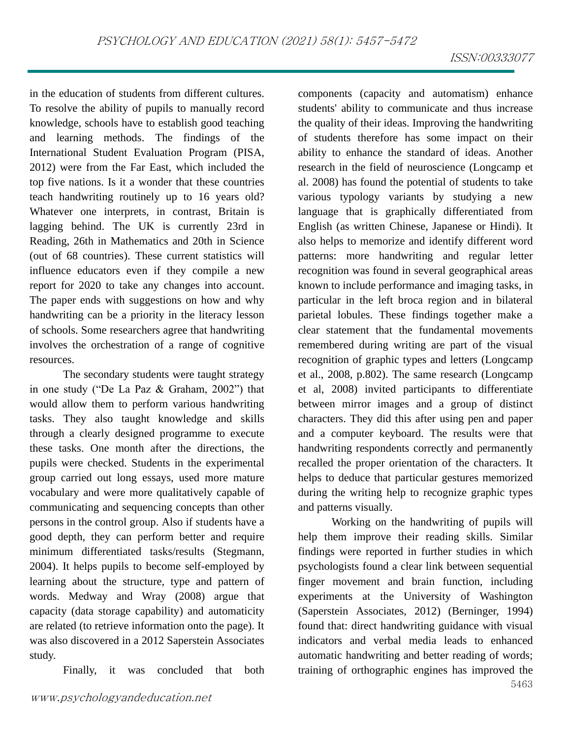in the education of students from different cultures. To resolve the ability of pupils to manually record knowledge, schools have to establish good teaching and learning methods. The findings of the International Student Evaluation Program (PISA, 2012) were from the Far East, which included the top five nations. Is it a wonder that these countries teach handwriting routinely up to 16 years old? Whatever one interprets, in contrast, Britain is lagging behind. The UK is currently 23rd in Reading, 26th in Mathematics and 20th in Science (out of 68 countries). These current statistics will influence educators even if they compile a new report for 2020 to take any changes into account. The paper ends with suggestions on how and why handwriting can be a priority in the literacy lesson of schools. Some researchers agree that handwriting involves the orchestration of a range of cognitive resources.

The secondary students were taught strategy in one study ("De La Paz & Graham, 2002") that would allow them to perform various handwriting tasks. They also taught knowledge and skills through a clearly designed programme to execute these tasks. One month after the directions, the pupils were checked. Students in the experimental group carried out long essays, used more mature vocabulary and were more qualitatively capable of communicating and sequencing concepts than other persons in the control group. Also if students have a good depth, they can perform better and require minimum differentiated tasks/results (Stegmann, 2004). It helps pupils to become self-employed by learning about the structure, type and pattern of words. Medway and Wray (2008) argue that capacity (data storage capability) and automaticity are related (to retrieve information onto the page). It was also discovered in a 2012 Saperstein Associates study.

Finally, it was concluded that both components (capacity and automatism) enhance students' ability to communicate and thus increase the quality of their ideas. Improving the handwriting of students therefore has some impact on their ability to enhance the standard of ideas. Another research in the field of neuroscience (Longcamp et al. 2008) has found the potential of students to take various typology variants by studying a new language that is graphically differentiated from English (as written Chinese, Japanese or Hindi). It also helps to memorize and identify different word patterns: more handwriting and regular letter recognition was found in several geographical areas known to include performance and imaging tasks, in particular in the left broca region and in bilateral parietal lobules. These findings together make a clear statement that the fundamental movements remembered during writing are part of the visual recognition of graphic types and letters (Longcamp et al., 2008, p.802). The same research (Longcamp et al, 2008) invited participants to differentiate between mirror images and a group of distinct characters. They did this after using pen and paper and a computer keyboard. The results were that handwriting respondents correctly and permanently recalled the proper orientation of the characters. It helps to deduce that particular gestures memorized during the writing help to recognize graphic types and patterns visually.

Working on the handwriting of pupils will help them improve their reading skills. Similar findings were reported in further studies in which psychologists found a clear link between sequential finger movement and brain function, including experiments at the University of Washington (Saperstein Associates, 2012) (Berninger, 1994) found that: direct handwriting guidance with visual indicators and verbal media leads to enhanced automatic handwriting and better reading of words; training of orthographic engines has improved the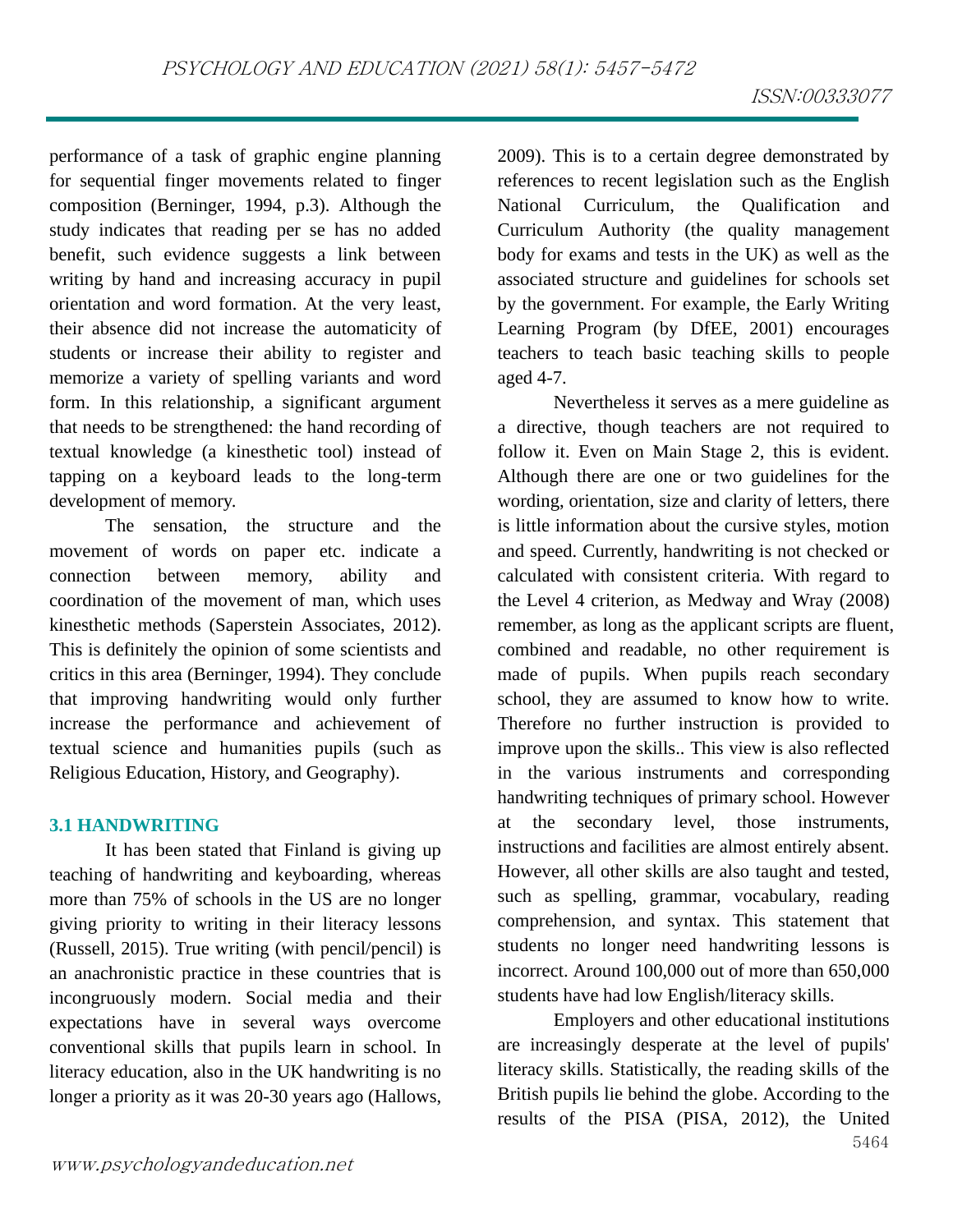performance of a task of graphic engine planning for sequential finger movements related to finger composition (Berninger, 1994, p.3). Although the study indicates that reading per se has no added benefit, such evidence suggests a link between writing by hand and increasing accuracy in pupil orientation and word formation. At the very least, their absence did not increase the automaticity of students or increase their ability to register and memorize a variety of spelling variants and word form. In this relationship, a significant argument that needs to be strengthened: the hand recording of textual knowledge (a kinesthetic tool) instead of tapping on a keyboard leads to the long-term development of memory.

The sensation, the structure and the movement of words on paper etc. indicate a connection between memory, ability and coordination of the movement of man, which uses kinesthetic methods (Saperstein Associates, 2012). This is definitely the opinion of some scientists and critics in this area (Berninger, 1994). They conclude that improving handwriting would only further increase the performance and achievement of textual science and humanities pupils (such as Religious Education, History, and Geography).

### 3.1 HANDWRITING

It has been stated that Finland is giving up teaching of handwriting and keyboarding, whereas more than 75% of schools in the US are no longer giving priority to writing in their literacy lessons (Russell, 2015). True writing (with pencil/pencil) is an anachronistic practice in these countries that is incongruously modern. Social media and their expectations have in several ways overcome conventional skills that pupils learn in school. In literacy education, also in the UK handwriting is no longer a priority as it was 20-30 years ago (Hallows, 2009). This is to a certain degree demonstrated by references to recent legislation such as the English National Curriculum, the Qualification and Curriculum Authority (the quality management body for exams and tests in the UK) as well as the associated structure and guidelines for schools set by the government. For example, the Early Writing Learning Program (by DfEE, 2001) encourages teachers to teach basic teaching skills to people aged 4-7.

Nevertheless it serves as a mere guideline as a directive, though teachers are not required to follow it. Even on Main Stage 2, this is evident. Although there are one or two guidelines for the wording, orientation, size and clarity of letters, there is little information about the cursive styles, motion and speed. Currently, handwriting is not checked or calculated with consistent criteria. With regard to the Level 4 criterion, as Medway and Wray (2008) remember, as long as the applicant scripts are fluent, combined and readable, no other requirement is made of pupils. When pupils reach secondary school, they are assumed to know how to write. Therefore no further instruction is provided to improve upon the skills.. This view is also reflected in the various instruments and corresponding handwriting techniques of primary school. However at the secondary level, those instruments, instructions and facilities are almost entirely absent. However, all other skills are also taught and tested, such as spelling, grammar, vocabulary, reading comprehension, and syntax. This statement that students no longer need handwriting lessons is incorrect. Around 100,000 out of more than 650,000 students have had low English/literacy skills.

Employers and other educational institutions are increasingly desperate at the level of pupils' literacy skills. Statistically, the reading skills of the British pupils lie behind the globe. According to the results of the PISA (PISA, 2012), the United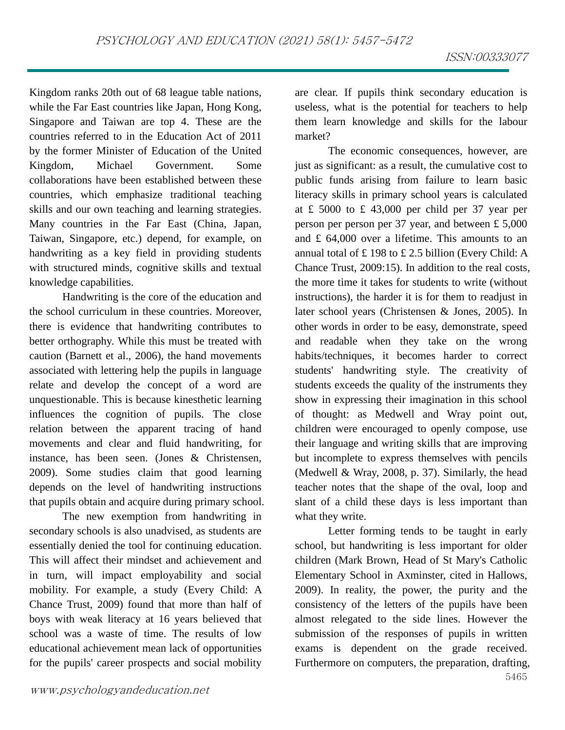Kingdom ranks 20th out of 68 league table nations, while the Far East countries like Japan, Hong Kong, Singapore and Taiwan are top 4. These are the countries referred to in the Education Act of 2011 by the former Minister of Education of the United Kingdom, Michael Government. Some collaborations have been established between these countries, which emphasize traditional teaching skills and our own teaching and learning strategies. Many countries in the Far East (China, Japan, Taiwan, Singapore, etc.) depend, for example, on handwriting as a key field in providing students with structured minds, cognitive skills and textual knowledge capabilities.

Handwriting is the core of the education and the school curriculum in these countries. Moreover, there is evidence that handwriting contributes to better orthography. While this must be treated with caution (Barnett et al., 2006), the hand movements associated with lettering help the pupils in language relate and develop the concept of a word are unquestionable. This is because kinesthetic learning influences the cognition of pupils. The close relation between the apparent tracing of hand movements and clear and fluid handwriting, for instance, has been seen. (Jones & Christensen, 2009). Some studies claim that good learning depends on the level of handwriting instructions that pupils obtain and acquire during primary school.

The new exemption from handwriting in secondary schools is also unadvised, as students are essentially denied the tool for continuing education. This will affect their mindset and achievement and in turn, will impact employability and social mobility. For example, a study (Every Child: A Chance Trust, 2009) found that more than half of boys with weak literacy at 16 years believed that school was a waste of time. The results of low educational achievement mean lack of opportunities for the pupils' career prospects and social mobility are clear. If pupils think secondary education is useless, what is the potential for teachers to help them learn knowledge and skills for the labour market?

The economic consequences, however, are just as significant: as a result, the cumulative cost to public funds arising from failure to learn basic literacy skills in primary school years is calculated at £ 5000 to £ 43,000 per child per 37 year per person per person per 37 year, and between £ 5,000 and £ 64,000 over a lifetime. This amounts to an annual total of £ 198 to £ 2.5 billion (Every Child: A Chance Trust, 2009:15). In addition to the real costs, the more time it takes for students to write (without instructions), the harder it is for them to readjust in later school years (Christensen & Jones, 2005). In other words in order to be easy, demonstrate, speed and readable when they take on the wrong habits/techniques, it becomes harder to correct students' handwriting style. The creativity of students exceeds the quality of the instruments they show in expressing their imagination in this school of thought: as Medwell and Wray point out, children were encouraged to openly compose, use their language and writing skills that are improving but incomplete to express themselves with pencils (Medwell & Wray, 2008, p. 37). Similarly, the head teacher notes that the shape of the oval, loop and slant of a child these days is less important than what they write.

Letter forming tends to be taught in early school, but handwriting is less important for older children (Mark Brown, Head of St Mary's Catholic Elementary School in Axminster, cited in Hallows, 2009). In reality, the power, the purity and the consistency of the letters of the pupils have been almost relegated to the side lines. However the submission of the responses of pupils in written exams is dependent on the grade received. Furthermore on computers, the preparation, drafting,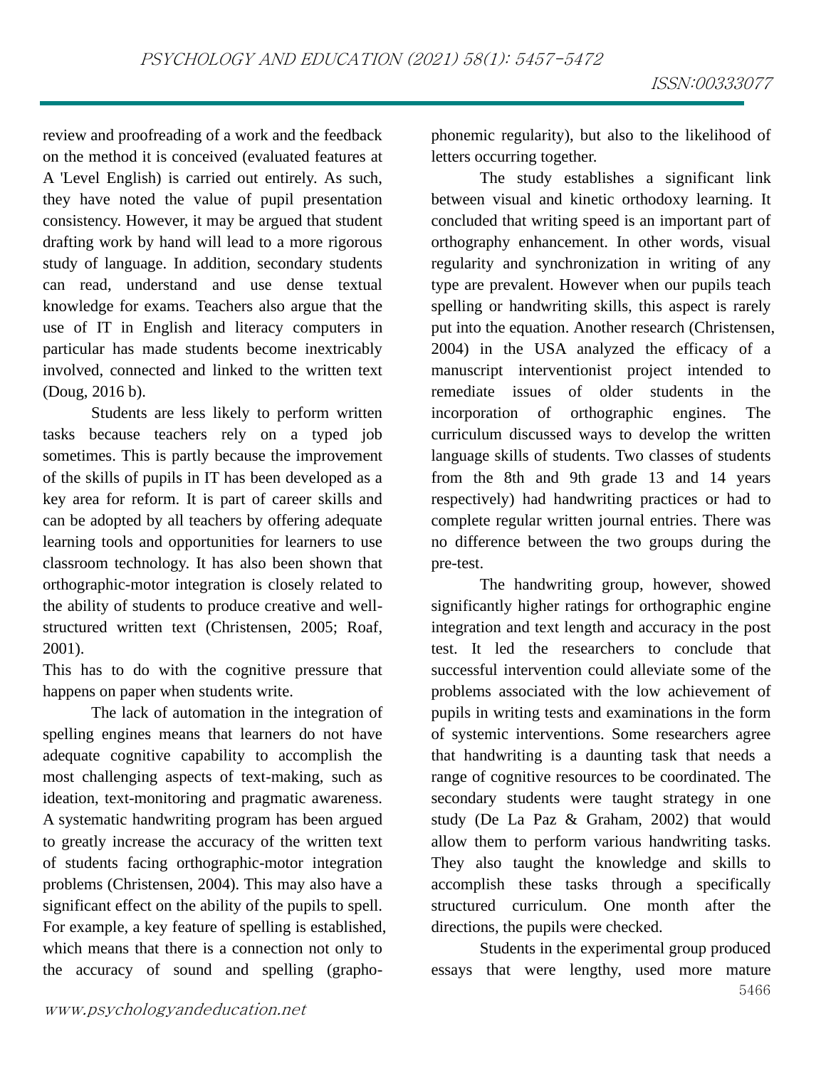review and proofreading of a work and the feedback on the method it is conceived (evaluated features at A 'Level English) is carried out entirely. As such, they have noted the value of pupil presentation consistency. However, it may be argued that student drafting work by hand will lead to a more rigorous study of language. In addition, secondary students can read, understand and use dense textual knowledge for exams. Teachers also argue that the use of IT in English and literacy computers in particular has made students become inextricably involved, connected and linked to the written text (Doug, 2016 b).

Students are less likely to perform written tasks because teachers rely on a typed job sometimes. This is partly because the improvement of the skills of pupils in IT has been developed as a key area for reform. It is part of career skills and can be adopted by all teachers by offering adequate learning tools and opportunities for learners to use classroom technology. It has also been shown that orthographic-motor integration is closely related to the ability of students to produce creative and well-structured written text (Christensen, 2005; Roaf, 2001).

This has to do with the cognitive pressure that happens on paper when students write.

The lack of automation in the integration of spelling engines means that learners do not have adequate cognitive capability to accomplish the most challenging aspects of text-making, such as ideation, text-monitoring and pragmatic awareness. A systematic handwriting program has been argued to greatly increase the accuracy of the written text of students facing orthographic-motor integration problems (Christensen, 2004). This may also have a significant effect on the ability of the pupils to spell. For example, a key feature of spelling is established, which means that there is a connection not only to the accuracy of sound and spelling (grapho-phonemic regularity), but also to the likelihood of letters occurring together.

The study establishes a significant link between visual and kinetic orthodoxy learning. It concluded that writing speed is an important part of orthography enhancement. In other words, visual regularity and synchronization in writing of any type are prevalent. However when our pupils teach spelling or handwriting skills, this aspect is rarely put into the equation. Another research (Christensen, 2004) in the USA analyzed the efficacy of a manuscript interventionist project intended to remediate issues of older students in the incorporation of orthographic engines. The curriculum discussed ways to develop the written language skills of students. Two classes of students from the 8th and 9th grade 13 and 14 years respectively) had handwriting practices or had to complete regular written journal entries. There was no difference between the two groups during the pre-test.

The handwriting group, however, showed significantly higher ratings for orthographic engine integration and text length and accuracy in the post test. It led the researchers to conclude that successful intervention could alleviate some of the problems associated with the low achievement of pupils in writing tests and examinations in the form of systemic interventions. Some researchers agree that handwriting is a daunting task that needs a range of cognitive resources to be coordinated. The secondary students were taught strategy in one study (De La Paz & Graham, 2002) that would allow them to perform various handwriting tasks. They also taught the knowledge and skills to accomplish these tasks through a specifically structured curriculum. One month after the directions, the pupils were checked.

Students in the experimental group produced essays that were lengthy, used more mature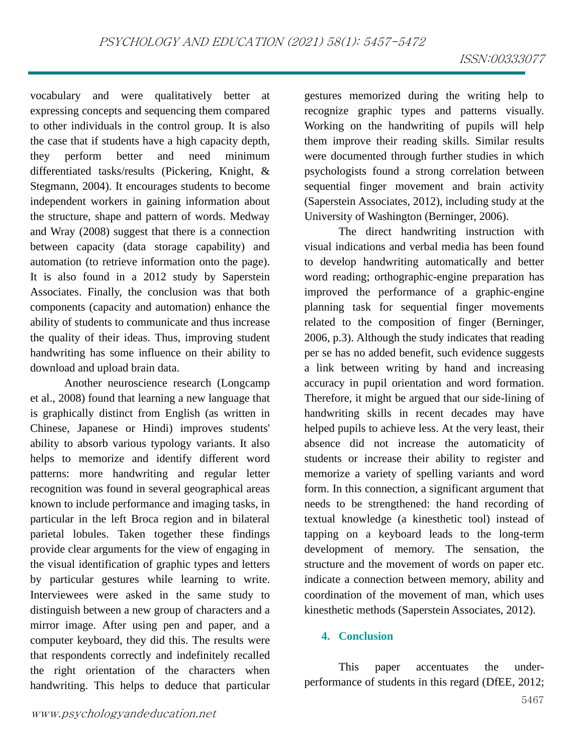vocabulary and were qualitatively better at expressing concepts and sequencing them compared to other individuals in the control group. It is also the case that if students have a high capacity depth, they perform better and need minimum differentiated tasks/results (Pickering, Knight, & Stegmann, 2004). It encourages students to become independent workers in gaining information about the structure, shape and pattern of words. Medway and Wray (2008) suggest that there is a connection between capacity (data storage capability) and automation (to retrieve information onto the page). It is also found in a 2012 study by Saperstein Associates. Finally, the conclusion was that both components (capacity and automation) enhance the ability of students to communicate and thus increase the quality of their ideas. Thus, improving student handwriting has some influence on their ability to download and upload brain data.

Another neuroscience research (Longcamp et al., 2008) found that learning a new language that is graphically distinct from English (as written in Chinese, Japanese or Hindi) improves students' ability to absorb various typology variants. It also helps to memorize and identify different word patterns: more handwriting and regular letter recognition was found in several geographical areas known to include performance and imaging tasks, in particular in the left Broca region and in bilateral parietal lobules. Taken together these findings provide clear arguments for the view of engaging in the visual identification of graphic types and letters by particular gestures while learning to write. Interviewees were asked in the same study to distinguish between a new group of characters and a mirror image. After using pen and paper, and a computer keyboard, they did this. The results were that respondents correctly and indefinitely recalled the right orientation of the characters when handwriting. This helps to deduce that particular gestures memorized during the writing help to recognize graphic types and patterns visually. Working on the handwriting of pupils will help them improve their reading skills. Similar results were documented through further studies in which psychologists found a strong correlation between sequential finger movement and brain activity (Saperstein Associates, 2012), including study at the University of Washington (Berninger, 2006).

The direct handwriting instruction with visual indications and verbal media has been found to develop handwriting automatically and better word reading; orthographic-engine preparation has improved the performance of a graphic-engine planning task for sequential finger movements related to the composition of finger (Berninger, 2006, p.3). Although the study indicates that reading per se has no added benefit, such evidence suggests a link between writing by hand and increasing accuracy in pupil orientation and word formation. Therefore, it might be argued that our side-lining of handwriting skills in recent decades may have helped pupils to achieve less. At the very least, their absence did not increase the automaticity of students or increase their ability to register and memorize a variety of spelling variants and word form. In this connection, a significant argument that needs to be strengthened: the hand recording of textual knowledge (a kinesthetic tool) instead of tapping on a keyboard leads to the long-term development of memory. The sensation, the structure and the movement of words on paper etc. indicate a connection between memory, ability and coordination of the movement of man, which uses kinesthetic methods (Saperstein Associates, 2012).

## 4. Conclusion

This paper accentuates the under-performance of students in this regard (DfEE, 2012;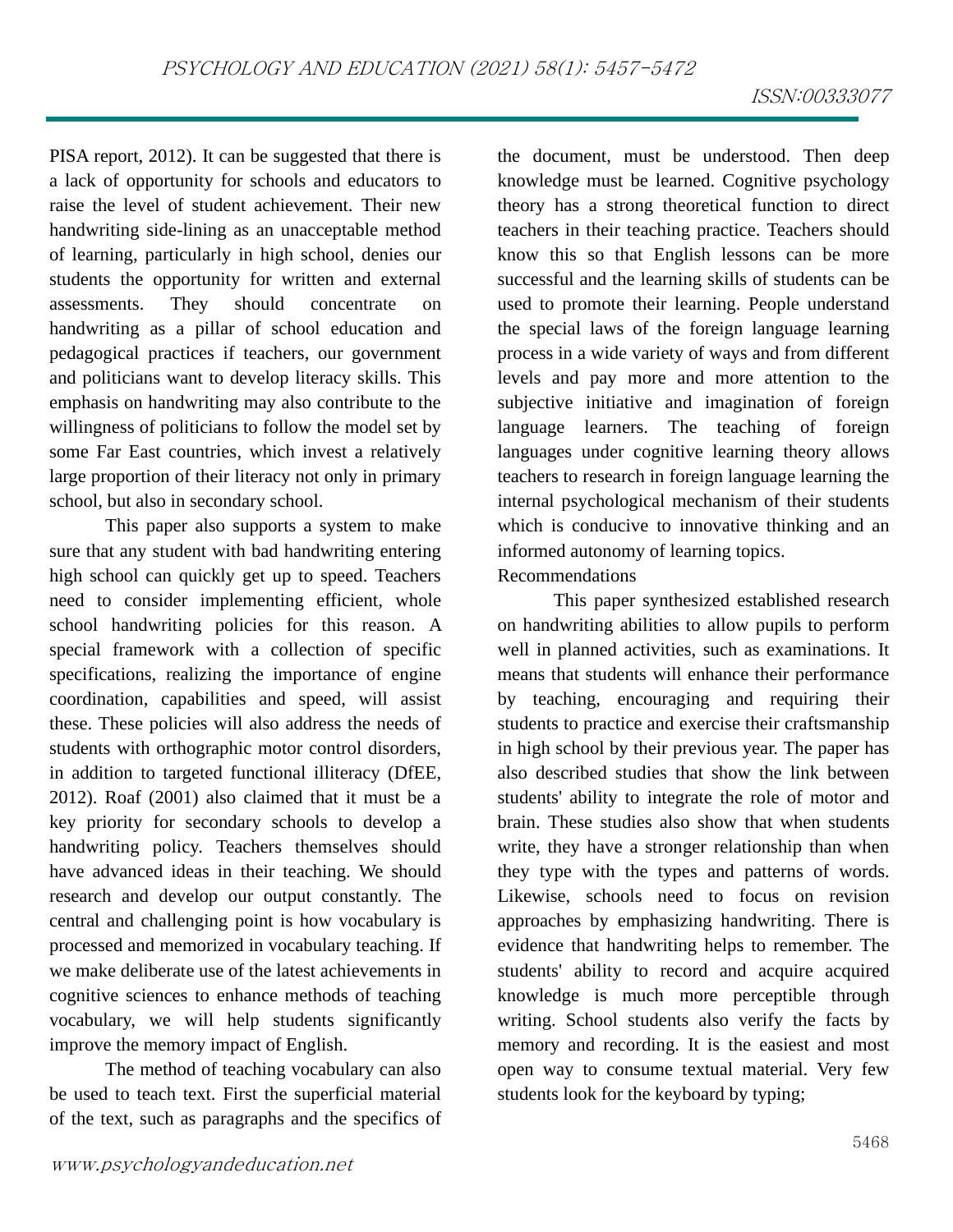PISA report, 2012). It can be suggested that there is a lack of opportunity for schools and educators to raise the level of student achievement. Their new handwriting side-lining as an unacceptable method of learning, particularly in high school, denies our students the opportunity for written and external assessments. They should concentrate on handwriting as a pillar of school education and pedagogical practices if teachers, our government and politicians want to develop literacy skills. This emphasis on handwriting may also contribute to the willingness of politicians to follow the model set by some Far East countries, which invest a relatively large proportion of their literacy not only in primary school, but also in secondary school.

This paper also supports a system to make sure that any student with bad handwriting entering high school can quickly get up to speed. Teachers need to consider implementing efficient, whole school handwriting policies for this reason. A special framework with a collection of specific specifications, realizing the importance of engine coordination, capabilities and speed, will assist these. These policies will also address the needs of students with orthographic motor control disorders, in addition to targeted functional illiteracy (DfEE, 2012). Roaf (2001) also claimed that it must be a key priority for secondary schools to develop a handwriting policy. Teachers themselves should have advanced ideas in their teaching. We should research and develop our output constantly. The central and challenging point is how vocabulary is processed and memorized in vocabulary teaching. If we make deliberate use of the latest achievements in cognitive sciences to enhance methods of teaching vocabulary, we will help students significantly improve the memory impact of English.

The method of teaching vocabulary can also be used to teach text. First the superficial material of the text, such as paragraphs and the specifics of the document, must be understood. Then deep knowledge must be learned. Cognitive psychology theory has a strong theoretical function to direct teachers in their teaching practice. Teachers should know this so that English lessons can be more successful and the learning skills of students can be used to promote their learning. People understand the special laws of the foreign language learning process in a wide variety of ways and from different levels and pay more and more attention to the subjective initiative and imagination of foreign language learners. The teaching of foreign languages under cognitive learning theory allows teachers to research in foreign language learning the internal psychological mechanism of their students which is conducive to innovative thinking and an informed autonomy of learning topics.

## Recommendations

This paper synthesized established research on handwriting abilities to allow pupils to perform well in planned activities, such as examinations. It means that students will enhance their performance by teaching, encouraging and requiring their students to practice and exercise their craftsmanship in high school by their previous year. The paper has also described studies that show the link between students' ability to integrate the role of motor and brain. These studies also show that when students write, they have a stronger relationship than when they type with the types and patterns of words. Likewise, schools need to focus on revision approaches by emphasizing handwriting. There is evidence that handwriting helps to remember. The students' ability to record and acquire acquired knowledge is much more perceptible through writing. School students also verify the facts by memory and recording. It is the easiest and most open way to consume textual material. Very few students look for the keyboard by typing;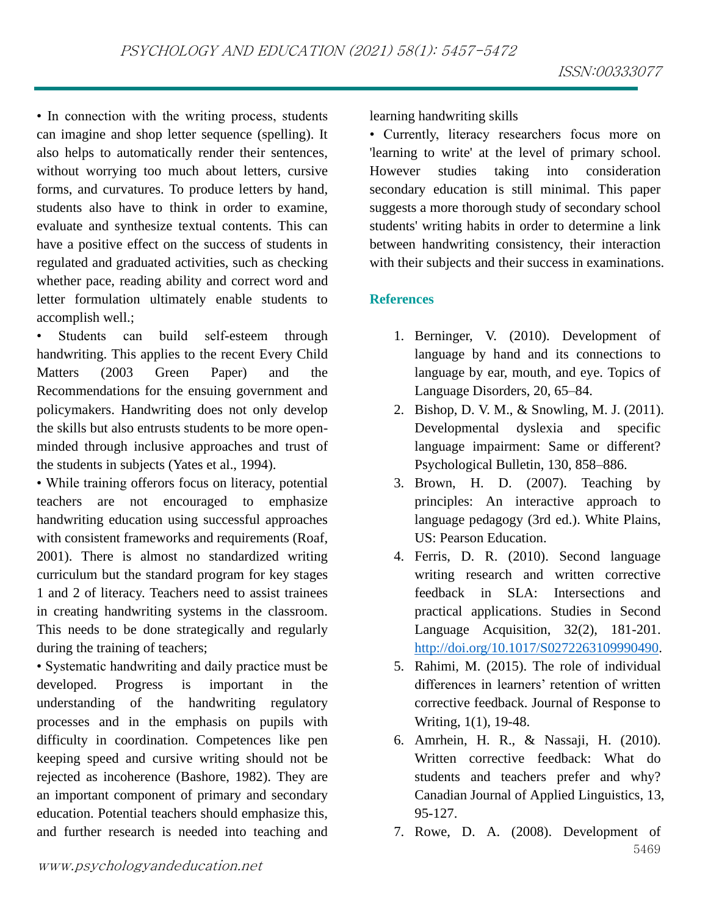• In connection with the writing process, students can imagine and shop letter sequence (spelling). It also helps to automatically render their sentences, without worrying too much about letters, cursive forms, and curvatures. To produce letters by hand, students also have to think in order to examine, evaluate and synthesize textual contents. This can have a positive effect on the success of students in regulated and graduated activities, such as checking whether pace, reading ability and correct word and letter formulation ultimately enable students to accomplish well.;

• Students can build self-esteem through handwriting. This applies to the recent Every Child Matters (2003 Green Paper) and the Recommendations for the ensuing government and policymakers. Handwriting does not only develop the skills but also entrusts students to be more open-minded through inclusive approaches and trust of the students in subjects (Yates et al., 1994).

• While training offerors focus on literacy, potential teachers are not encouraged to emphasize handwriting education using successful approaches with consistent frameworks and requirements (Roaf, 2001). There is almost no standardized writing curriculum but the standard program for key stages 1 and 2 of literacy. Teachers need to assist trainees in creating handwriting systems in the classroom. This needs to be done strategically and regularly during the training of teachers;

• Systematic handwriting and daily practice must be developed. Progress is important in the understanding of the handwriting regulatory processes and in the emphasis on pupils with difficulty in coordination. Competences like pen keeping speed and cursive writing should not be rejected as incoherence (Bashore, 1982). They are an important component of primary and secondary education. Potential teachers should emphasize this, and further research is needed into teaching and learning handwriting skills

• Currently, literacy researchers focus more on 'learning to write' at the level of primary school. However studies taking into consideration secondary education is still minimal. This paper suggests a more thorough study of secondary school students' writing habits in order to determine a link between handwriting consistency, their interaction with their subjects and their success in examinations.

## References

1. Berninger, V. (2010). Development of language by hand and its connections to language by ear, mouth, and eye. Topics of Language Disorders, 20, 65–84.
2. Bishop, D. V. M., & Snowling, M. J. (2011). Developmental dyslexia and specific language impairment: Same or different? Psychological Bulletin, 130, 858–886.
3. Brown, H. D. (2007). Teaching by principles: An interactive approach to language pedagogy (3rd ed.). White Plains, US: Pearson Education.
4. Ferris, D. R. (2010). Second language writing research and written corrective feedback in SLA: Intersections and practical applications. Studies in Second Language Acquisition, 32(2), 181-201. http://doi.org/10.1017/S0272263109990490.
5. Rahimi, M. (2015). The role of individual differences in learners' retention of written corrective feedback. Journal of Response to Writing, 1(1), 19-48.
6. Amrhein, H. R., & Nassaji, H. (2010). Written corrective feedback: What do students and teachers prefer and why? Canadian Journal of Applied Linguistics, 13, 95-127.
7. Rowe, D. A. (2008). Development of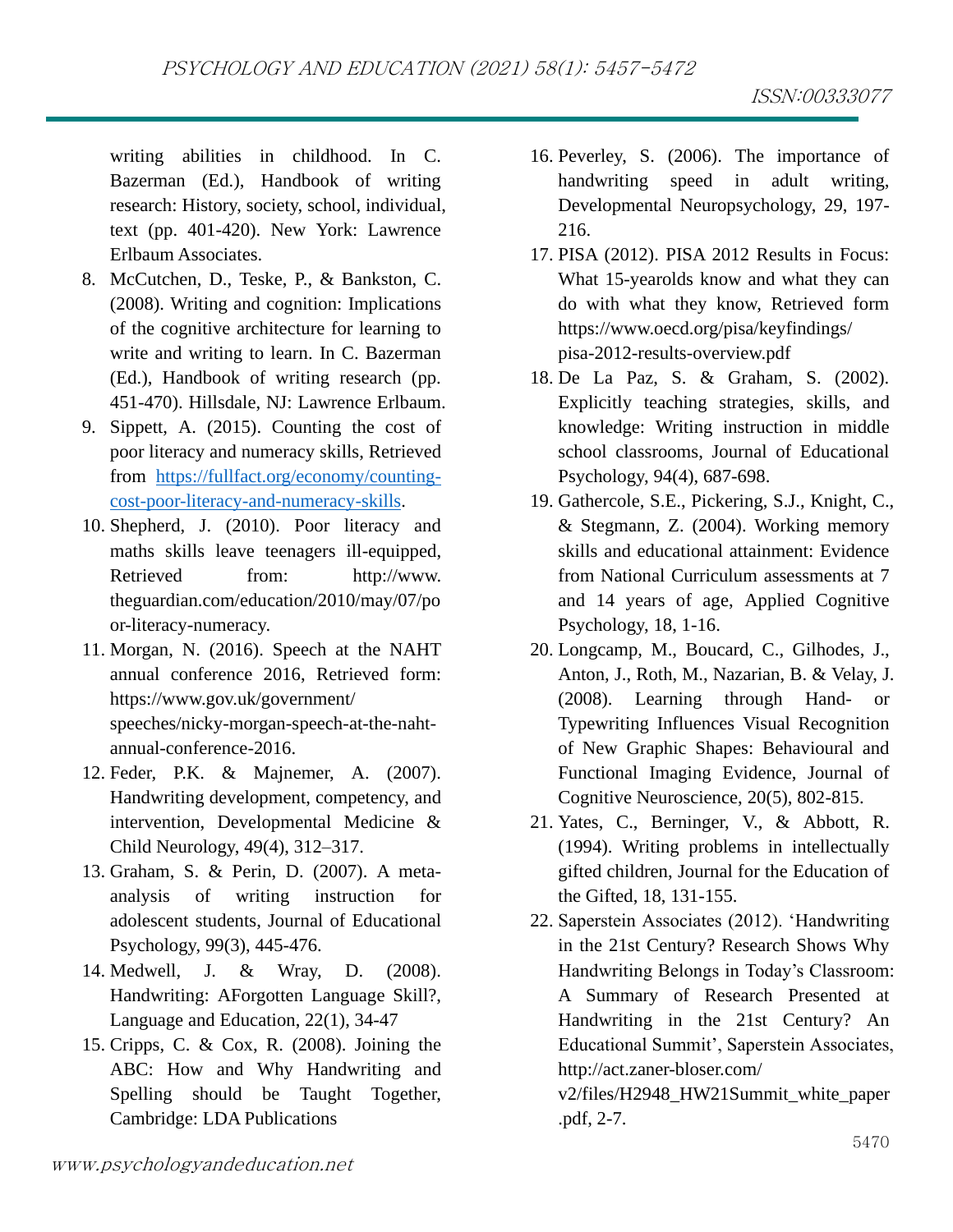writing abilities in childhood. In C. Bazerman (Ed.), Handbook of writing research: History, society, school, individual, text (pp. 401-420). New York: Lawrence Erlbaum Associates.

8. McCutchen, D., Teske, P., & Bankston, C. (2008). Writing and cognition: Implications of the cognitive architecture for learning to write and writing to learn. In C. Bazerman (Ed.), Handbook of writing research (pp. 451-470). Hillsdale, NJ: Lawrence Erlbaum.
9. Sippett, A. (2015). Counting the cost of poor literacy and numeracy skills, Retrieved from https://fullfact.org/economy/counting-cost-poor-literacy-and-numeracy-skills.
10. Shepherd, J. (2010). Poor literacy and maths skills leave teenagers ill-equipped, Retrieved from: http://www.theguardian.com/education/2010/may/07/poor-literacy-numeracy.
11. Morgan, N. (2016). Speech at the NAHT annual conference 2016, Retrieved form: https://www.gov.uk/government/speeches/nicky-morgan-speech-at-the-naht-annual-conference-2016.
12. Feder, P.K. & Majnemer, A. (2007). Handwriting development, competency, and intervention, Developmental Medicine & Child Neurology, 49(4), 312–317.
13. Graham, S. & Perin, D. (2007). A meta-analysis of writing instruction for adolescent students, Journal of Educational Psychology, 99(3), 445-476.
14. Medwell, J. & Wray, D. (2008). Handwriting: AForgotten Language Skill?, Language and Education, 22(1), 34-47
15. Cripps, C. & Cox, R. (2008). Joining the ABC: How and Why Handwriting and Spelling should be Taught Together, Cambridge: LDA Publications
16. Peverley, S. (2006). The importance of handwriting speed in adult writing, Developmental Neuropsychology, 29, 197-216.
17. PISA (2012). PISA 2012 Results in Focus: What 15-yearolds know and what they can do with what they know, Retrieved form https://www.oecd.org/pisa/keyfindings/pisa-2012-results-overview.pdf
18. De La Paz, S. & Graham, S. (2002). Explicitly teaching strategies, skills, and knowledge: Writing instruction in middle school classrooms, Journal of Educational Psychology, 94(4), 687-698.
19. Gathercole, S.E., Pickering, S.J., Knight, C., & Stegmann, Z. (2004). Working memory skills and educational attainment: Evidence from National Curriculum assessments at 7 and 14 years of age, Applied Cognitive Psychology, 18, 1-16.
20. Longcamp, M., Boucard, C., Gilhodes, J., Anton, J., Roth, M., Nazarian, B. & Velay, J. (2008). Learning through Hand- or Typewriting Influences Visual Recognition of New Graphic Shapes: Behavioural and Functional Imaging Evidence, Journal of Cognitive Neuroscience, 20(5), 802-815.
21. Yates, C., Berninger, V., & Abbott, R. (1994). Writing problems in intellectually gifted children, Journal for the Education of the Gifted, 18, 131-155.
22. Saperstein Associates (2012). 'Handwriting in the 21st Century? Research Shows Why Handwriting Belongs in Today's Classroom: A Summary of Research Presented at Handwriting in the 21st Century? An Educational Summit', Saperstein Associates, http://act.zaner-bloser.com/v2/files/H2948_HW21Summit_white_paper.pdf, 2-7.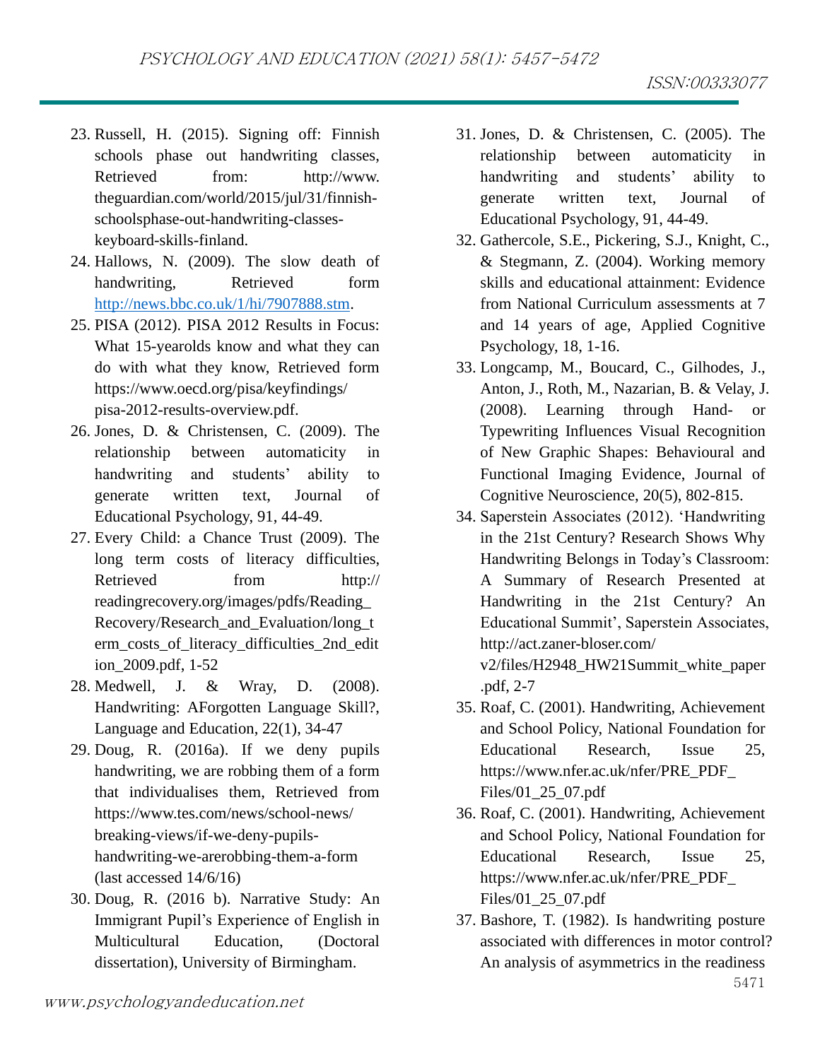23. Russell, H. (2015). Signing off: Finnish schools phase out handwriting classes, Retrieved from: http://www.theguardian.com/world/2015/jul/31/finnish-schoolsphase-out-handwriting-classes-keyboard-skills-finland.
24. Hallows, N. (2009). The slow death of handwriting, Retrieved form http://news.bbc.co.uk/1/hi/7907888.stm.
25. PISA (2012). PISA 2012 Results in Focus: What 15-yearolds know and what they can do with what they know, Retrieved form https://www.oecd.org/pisa/keyfindings/pisa-2012-results-overview.pdf.
26. Jones, D. & Christensen, C. (2009). The relationship between automaticity in handwriting and students' ability to generate written text, Journal of Educational Psychology, 91, 44-49.
27. Every Child: a Chance Trust (2009). The long term costs of literacy difficulties, Retrieved from http://readingrecovery.org/images/pdfs/Reading_Recovery/Research_and_Evaluation/long_term_costs_of_literacy_difficulties_2nd_edition_2009.pdf, 1-52
28. Medwell, J. & Wray, D. (2008). Handwriting: AForgotten Language Skill?, Language and Education, 22(1), 34-47
29. Doug, R. (2016a). If we deny pupils handwriting, we are robbing them of a form that individualises them, Retrieved from https://www.tes.com/news/school-news/breaking-views/if-we-deny-pupils-handwriting-we-arerobbing-them-a-form (last accessed 14/6/16)
30. Doug, R. (2016 b). Narrative Study: An Immigrant Pupil's Experience of English in Multicultural Education, (Doctoral dissertation), University of Birmingham.
31. Jones, D. & Christensen, C. (2005). The relationship between automaticity in handwriting and students' ability to generate written text, Journal of Educational Psychology, 91, 44-49.
32. Gathercole, S.E., Pickering, S.J., Knight, C., & Stegmann, Z. (2004). Working memory skills and educational attainment: Evidence from National Curriculum assessments at 7 and 14 years of age, Applied Cognitive Psychology, 18, 1-16.
33. Longcamp, M., Boucard, C., Gilhodes, J., Anton, J., Roth, M., Nazarian, B. & Velay, J. (2008). Learning through Hand- or Typewriting Influences Visual Recognition of New Graphic Shapes: Behavioural and Functional Imaging Evidence, Journal of Cognitive Neuroscience, 20(5), 802-815.
34. Saperstein Associates (2012). 'Handwriting in the 21st Century? Research Shows Why Handwriting Belongs in Today's Classroom: A Summary of Research Presented at Handwriting in the 21st Century? An Educational Summit', Saperstein Associates, http://act.zaner-bloser.com/v2/files/H2948_HW21Summit_white_paper.pdf, 2-7
35. Roaf, C. (2001). Handwriting, Achievement and School Policy, National Foundation for Educational Research, Issue 25, https://www.nfer.ac.uk/nfer/PRE_PDF_Files/01_25_07.pdf
36. Roaf, C. (2001). Handwriting, Achievement and School Policy, National Foundation for Educational Research, Issue 25, https://www.nfer.ac.uk/nfer/PRE_PDF_Files/01_25_07.pdf
37. Bashore, T. (1982). Is handwriting posture associated with differences in motor control? An analysis of asymmetrics in the readiness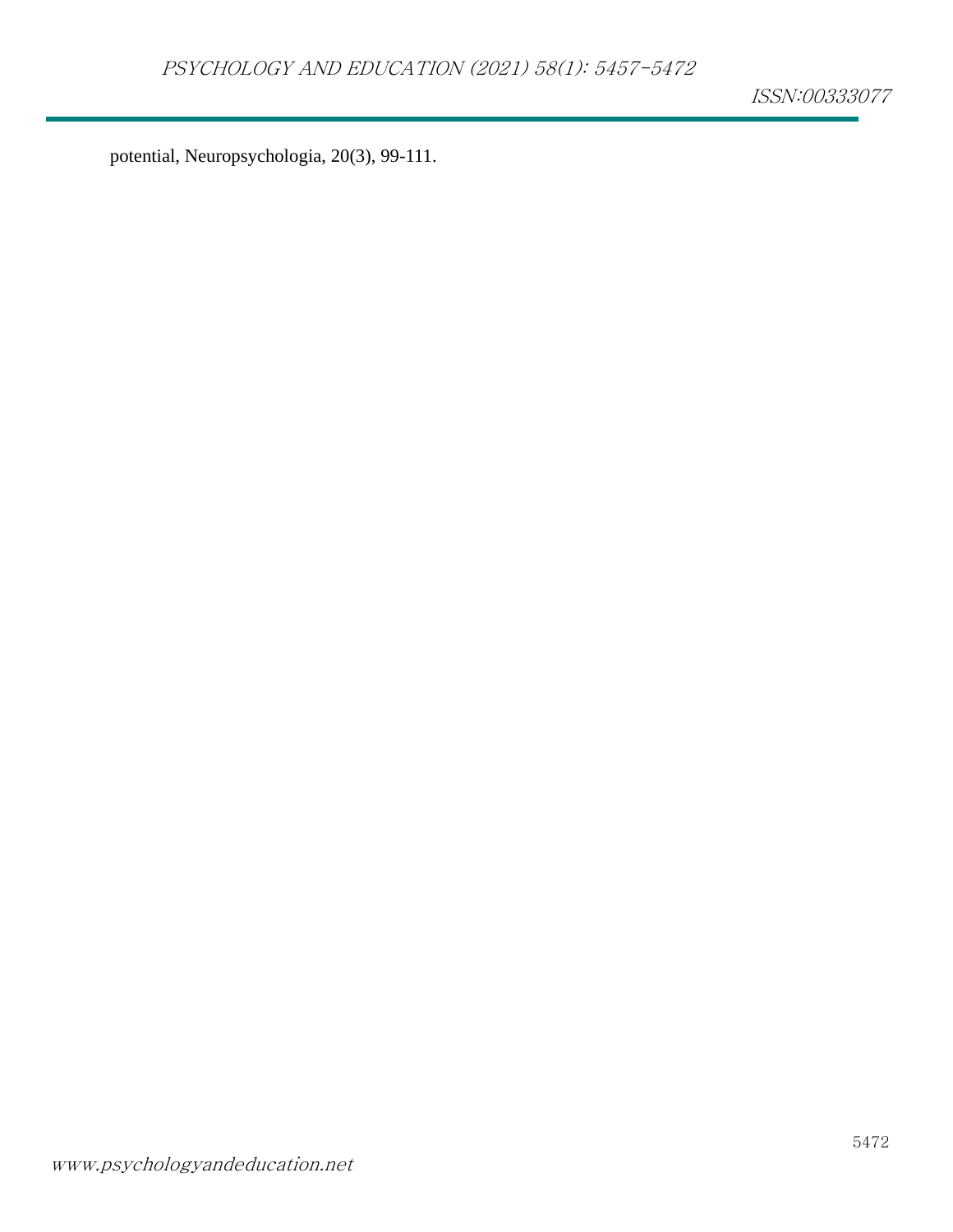potential, Neuropsychologia, 20(3), 99-111.